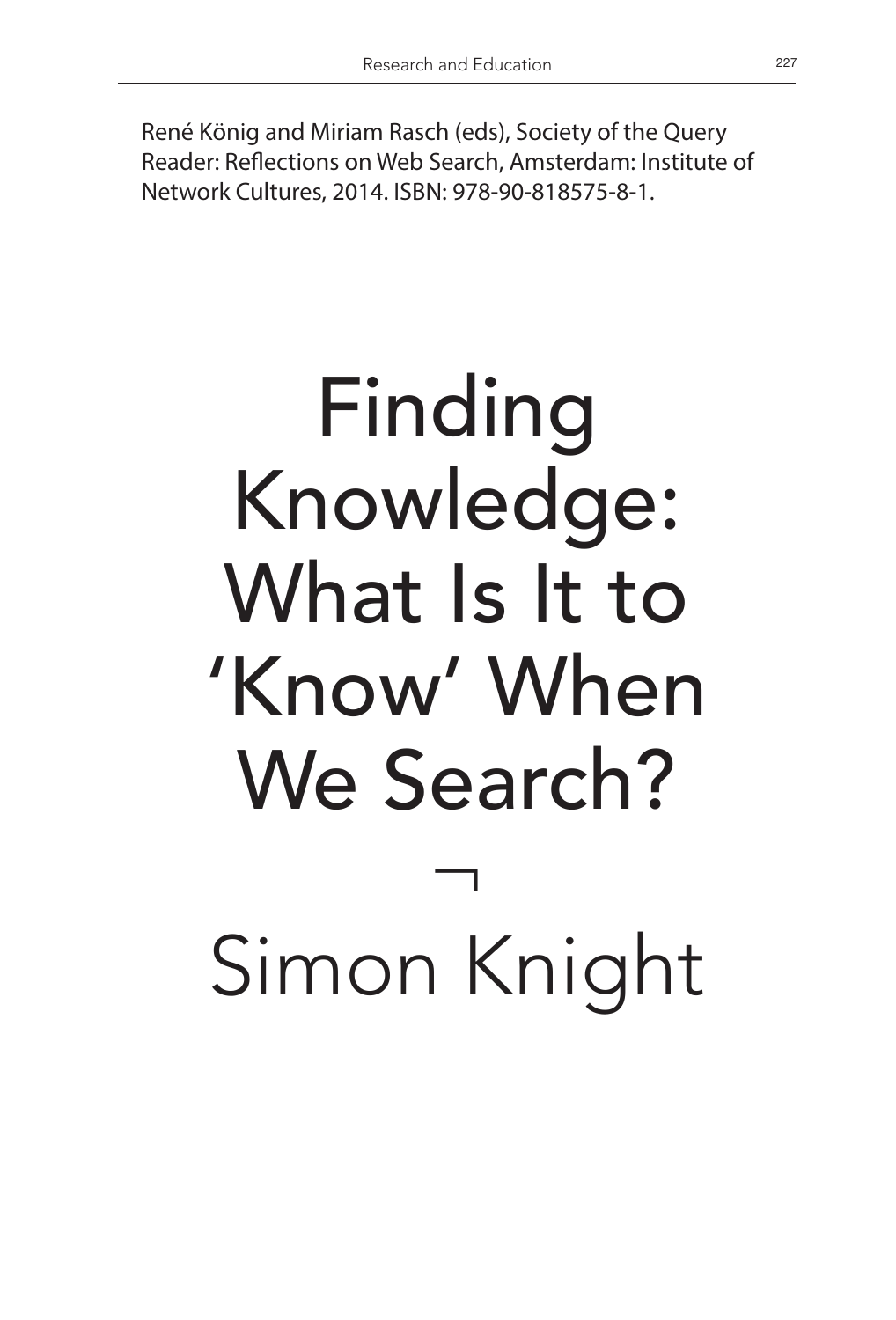René König and Miriam Rasch (eds), Society of the Query Reader: Reflections on Web Search, Amsterdam: Institute of Network Cultures, 2014. ISBN: 978-90-818575-8-1.

# Finding Knowledge: What Is It to 'Know' When We Search?

¬

Simon Knight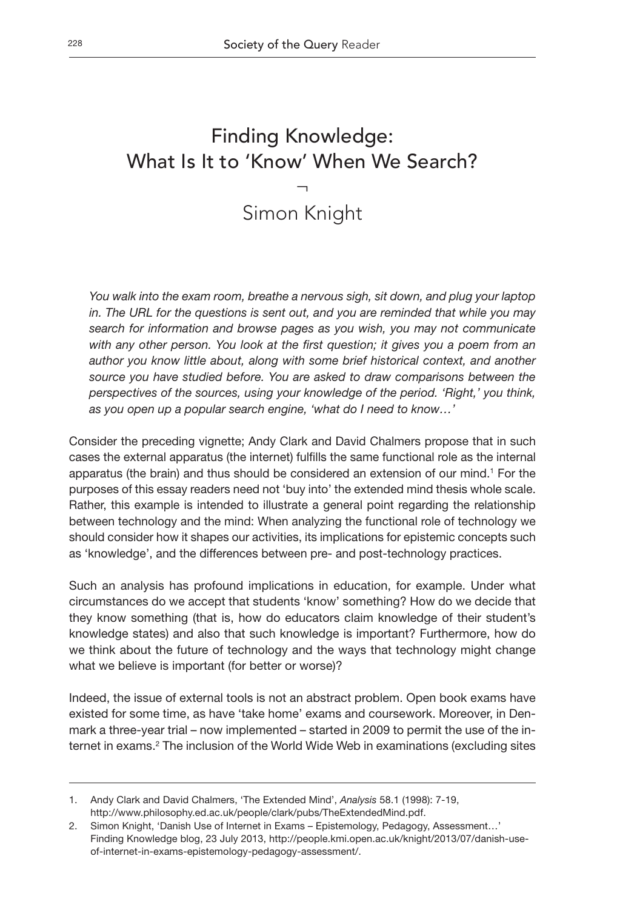# Finding Knowledge: What Is It to 'Know' When We Search?

¬

## Simon Knight

*You walk into the exam room, breathe a nervous sigh, sit down, and plug your laptop in. The URL for the questions is sent out, and you are reminded that while you may search for information and browse pages as you wish, you may not communicate with any other person. You look at the first question; it gives you a poem from an author you know little about, along with some brief historical context, and another source you have studied before. You are asked to draw comparisons between the perspectives of the sources, using your knowledge of the period. 'Right,' you think, as you open up a popular search engine, 'what do I need to know…'*

Consider the preceding vignette; Andy Clark and David Chalmers propose that in such cases the external apparatus (the internet) fulfills the same functional role as the internal apparatus (the brain) and thus should be considered an extension of our mind.[1] For the purposes of this essay readers need not 'buy into' the extended mind thesis whole scale. Rather, this example is intended to illustrate a general point regarding the relationship between technology and the mind: When analyzing the functional role of technology we should consider how it shapes our activities, its implications for epistemic concepts such as 'knowledge', and the differences between pre- and post-technology practices.

Such an analysis has profound implications in education, for example. Under what circumstances do we accept that students 'know' something? How do we decide that they know something (that is, how do educators claim knowledge of their student's knowledge states) and also that such knowledge is important? Furthermore, how do we think about the future of technology and the ways that technology might change what we believe is important (for better or worse)?

Indeed, the issue of external tools is not an abstract problem. Open book exams have existed for some time, as have 'take home' exams and coursework. Moreover, in Denmark a three-year trial – now implemented – started in 2009 to permit the use of the internet in exams.[2] The inclusion of the World Wide Web in examinations (excluding sites

1. Andy Clark and David Chalmers, 'The Extended Mind', *Analysis* 58.1 (1998): 7-19, http://www.philosophy.ed.ac.uk/people/clark/pubs/TheExtendedMind.pdf.
2. Simon Knight, 'Danish Use of Internet in Exams – Epistemology, Pedagogy, Assessment…' Finding Knowledge blog, 23 July 2013, http://people.kmi.open.ac.uk/knight/2013/07/danish-use-of-internet-in-exams-epistemology-pedagogy-assessment/.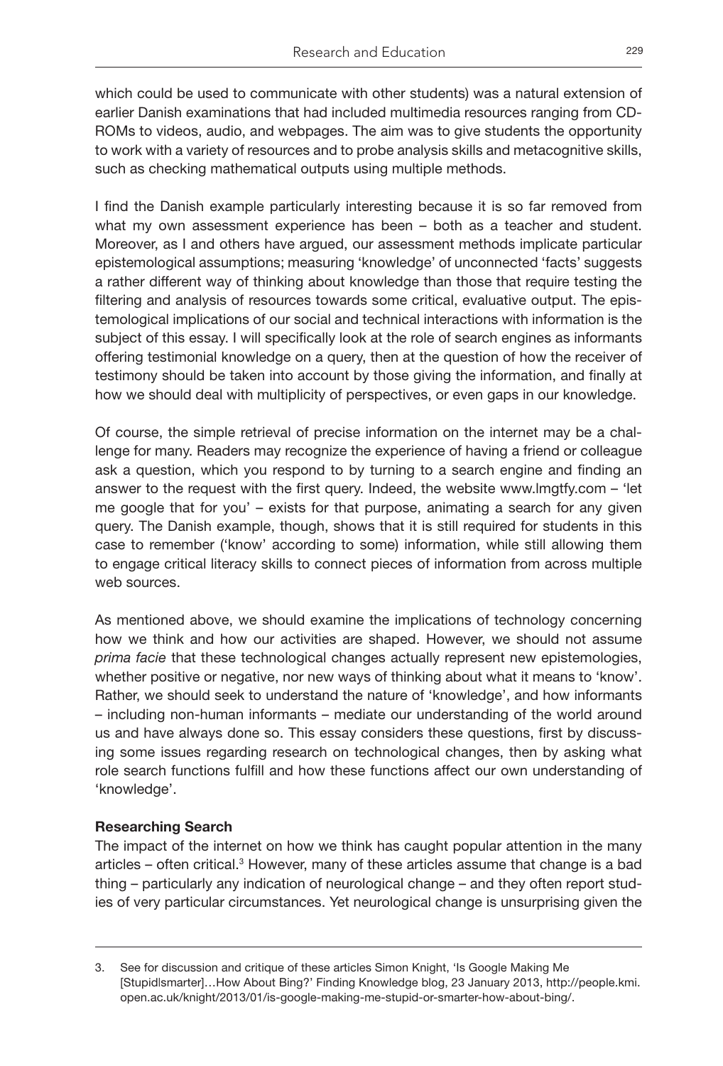which could be used to communicate with other students) was a natural extension of earlier Danish examinations that had included multimedia resources ranging from CD-ROMs to videos, audio, and webpages. The aim was to give students the opportunity to work with a variety of resources and to probe analysis skills and metacognitive skills, such as checking mathematical outputs using multiple methods.

I find the Danish example particularly interesting because it is so far removed from what my own assessment experience has been – both as a teacher and student. Moreover, as I and others have argued, our assessment methods implicate particular epistemological assumptions; measuring 'knowledge' of unconnected 'facts' suggests a rather different way of thinking about knowledge than those that require testing the filtering and analysis of resources towards some critical, evaluative output. The epistemological implications of our social and technical interactions with information is the subject of this essay. I will specifically look at the role of search engines as informants offering testimonial knowledge on a query, then at the question of how the receiver of testimony should be taken into account by those giving the information, and finally at how we should deal with multiplicity of perspectives, or even gaps in our knowledge.

Of course, the simple retrieval of precise information on the internet may be a challenge for many. Readers may recognize the experience of having a friend or colleague ask a question, which you respond to by turning to a search engine and finding an answer to the request with the first query. Indeed, the website www.lmgtfy.com – 'let me google that for you' – exists for that purpose, animating a search for any given query. The Danish example, though, shows that it is still required for students in this case to remember ('know' according to some) information, while still allowing them to engage critical literacy skills to connect pieces of information from across multiple web sources.

As mentioned above, we should examine the implications of technology concerning how we think and how our activities are shaped. However, we should not assume *prima facie* that these technological changes actually represent new epistemologies, whether positive or negative, nor new ways of thinking about what it means to 'know'. Rather, we should seek to understand the nature of 'knowledge', and how informants – including non-human informants – mediate our understanding of the world around us and have always done so. This essay considers these questions, first by discussing some issues regarding research on technological changes, then by asking what role search functions fulfill and how these functions affect our own understanding of 'knowledge'.

**Researching Search**

The impact of the internet on how we think has caught popular attention in the many articles – often critical.[3] However, many of these articles assume that change is a bad thing – particularly any indication of neurological change – and they often report studies of very particular circumstances. Yet neurological change is unsurprising given the

---

3. See for discussion and critique of these articles Simon Knight, 'Is Google Making Me [Stupid|smarter]…How About Bing?' Finding Knowledge blog, 23 January 2013, http://people.kmi.open.ac.uk/knight/2013/01/is-google-making-me-stupid-or-smarter-how-about-bing/.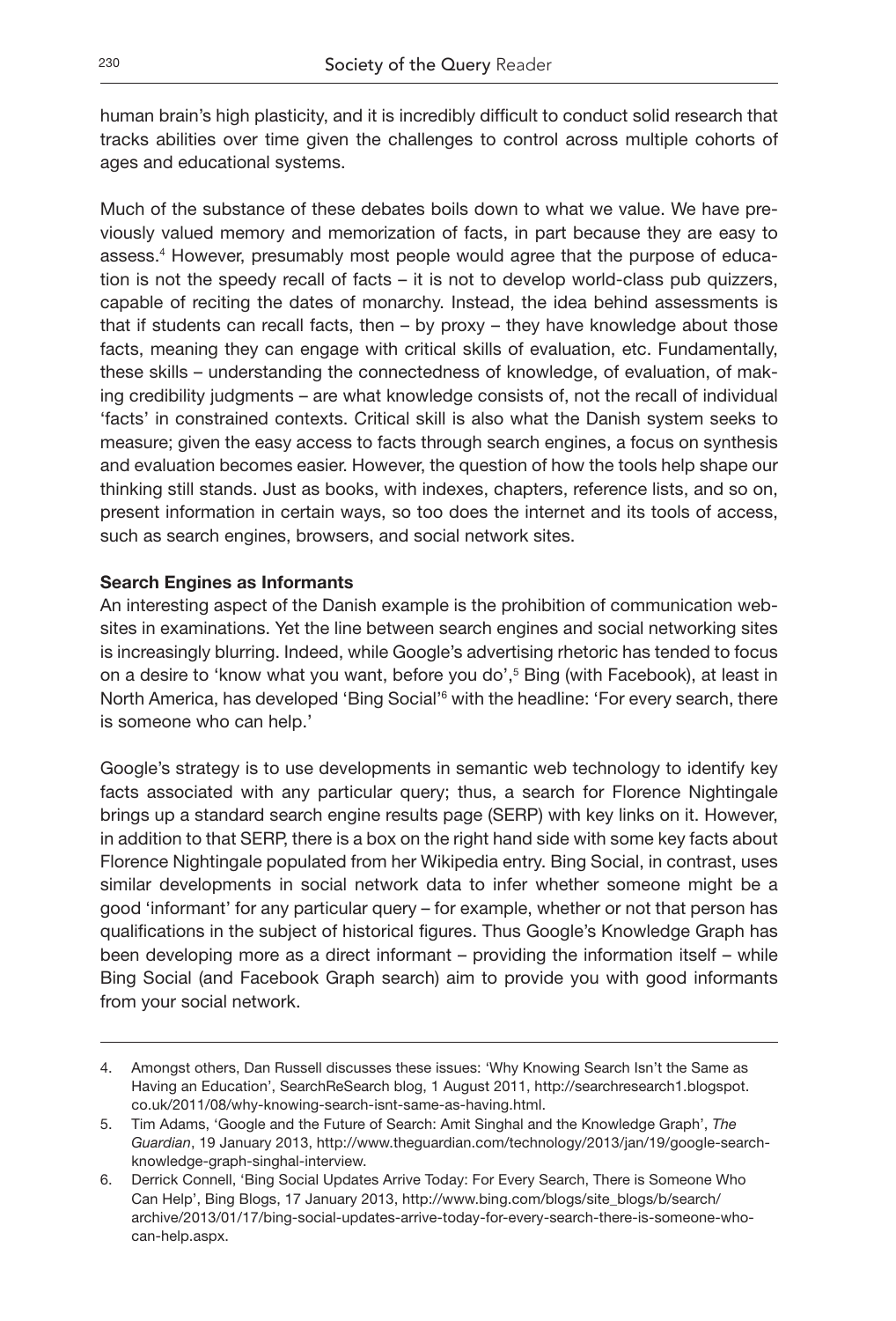human brain's high plasticity, and it is incredibly difficult to conduct solid research that tracks abilities over time given the challenges to control across multiple cohorts of ages and educational systems.

Much of the substance of these debates boils down to what we value. We have previously valued memory and memorization of facts, in part because they are easy to assess.[4] However, presumably most people would agree that the purpose of education is not the speedy recall of facts – it is not to develop world-class pub quizzers, capable of reciting the dates of monarchy. Instead, the idea behind assessments is that if students can recall facts, then – by proxy – they have knowledge about those facts, meaning they can engage with critical skills of evaluation, etc. Fundamentally, these skills – understanding the connectedness of knowledge, of evaluation, of making credibility judgments – are what knowledge consists of, not the recall of individual 'facts' in constrained contexts. Critical skill is also what the Danish system seeks to measure; given the easy access to facts through search engines, a focus on synthesis and evaluation becomes easier. However, the question of how the tools help shape our thinking still stands. Just as books, with indexes, chapters, reference lists, and so on, present information in certain ways, so too does the internet and its tools of access, such as search engines, browsers, and social network sites.

**Search Engines as Informants**

An interesting aspect of the Danish example is the prohibition of communication websites in examinations. Yet the line between search engines and social networking sites is increasingly blurring. Indeed, while Google's advertising rhetoric has tended to focus on a desire to 'know what you want, before you do',[5] Bing (with Facebook), at least in North America, has developed 'Bing Social'[6] with the headline: 'For every search, there is someone who can help.'

Google's strategy is to use developments in semantic web technology to identify key facts associated with any particular query; thus, a search for Florence Nightingale brings up a standard search engine results page (SERP) with key links on it. However, in addition to that SERP, there is a box on the right hand side with some key facts about Florence Nightingale populated from her Wikipedia entry. Bing Social, in contrast, uses similar developments in social network data to infer whether someone might be a good 'informant' for any particular query – for example, whether or not that person has qualifications in the subject of historical figures. Thus Google's Knowledge Graph has been developing more as a direct informant – providing the information itself – while Bing Social (and Facebook Graph search) aim to provide you with good informants from your social network.

---

4. Amongst others, Dan Russell discusses these issues: 'Why Knowing Search Isn't the Same as Having an Education', SearchReSearch blog, 1 August 2011, http://searchresearch1.blogspot.co.uk/2011/08/why-knowing-search-isnt-same-as-having.html.
5. Tim Adams, 'Google and the Future of Search: Amit Singhal and the Knowledge Graph', *The Guardian*, 19 January 2013, http://www.theguardian.com/technology/2013/jan/19/google-search-knowledge-graph-singhal-interview.
6. Derrick Connell, 'Bing Social Updates Arrive Today: For Every Search, There is Someone Who Can Help', Bing Blogs, 17 January 2013, http://www.bing.com/blogs/site_blogs/b/search/archive/2013/01/17/bing-social-updates-arrive-today-for-every-search-there-is-someone-who-can-help.aspx.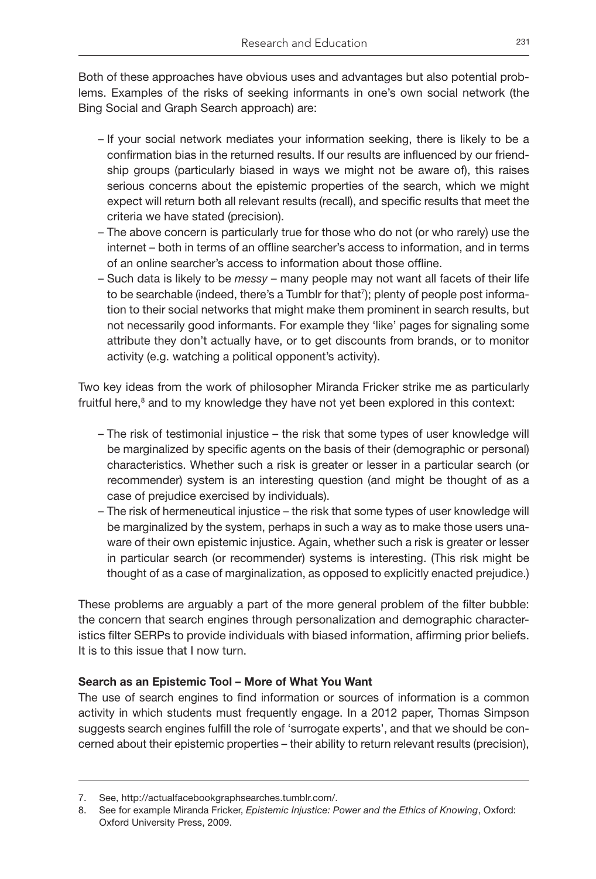Both of these approaches have obvious uses and advantages but also potential problems. Examples of the risks of seeking informants in one's own social network (the Bing Social and Graph Search approach) are:

- If your social network mediates your information seeking, there is likely to be a confirmation bias in the returned results. If our results are influenced by our friendship groups (particularly biased in ways we might not be aware of), this raises serious concerns about the epistemic properties of the search, which we might expect will return both all relevant results (recall), and specific results that meet the criteria we have stated (precision).
- The above concern is particularly true for those who do not (or who rarely) use the internet – both in terms of an offline searcher's access to information, and in terms of an online searcher's access to information about those offline.
- Such data is likely to be *messy* – many people may not want all facets of their life to be searchable (indeed, there's a Tumblr for that[7]); plenty of people post information to their social networks that might make them prominent in search results, but not necessarily good informants. For example they 'like' pages for signaling some attribute they don't actually have, or to get discounts from brands, or to monitor activity (e.g. watching a political opponent's activity).

Two key ideas from the work of philosopher Miranda Fricker strike me as particularly fruitful here,[8] and to my knowledge they have not yet been explored in this context:

- The risk of testimonial injustice – the risk that some types of user knowledge will be marginalized by specific agents on the basis of their (demographic or personal) characteristics. Whether such a risk is greater or lesser in a particular search (or recommender) system is an interesting question (and might be thought of as a case of prejudice exercised by individuals).
- The risk of hermeneutical injustice – the risk that some types of user knowledge will be marginalized by the system, perhaps in such a way as to make those users unaware of their own epistemic injustice. Again, whether such a risk is greater or lesser in particular search (or recommender) systems is interesting. (This risk might be thought of as a case of marginalization, as opposed to explicitly enacted prejudice.)

These problems are arguably a part of the more general problem of the filter bubble: the concern that search engines through personalization and demographic characteristics filter SERPs to provide individuals with biased information, affirming prior beliefs. It is to this issue that I now turn.

### Search as an Epistemic Tool – More of What You Want

The use of search engines to find information or sources of information is a common activity in which students must frequently engage. In a 2012 paper, Thomas Simpson suggests search engines fulfill the role of 'surrogate experts', and that we should be concerned about their epistemic properties – their ability to return relevant results (precision),

---

7. See, http://actualfacebookgraphsearches.tumblr.com/.
8. See for example Miranda Fricker, *Epistemic Injustice: Power and the Ethics of Knowing*, Oxford: Oxford University Press, 2009.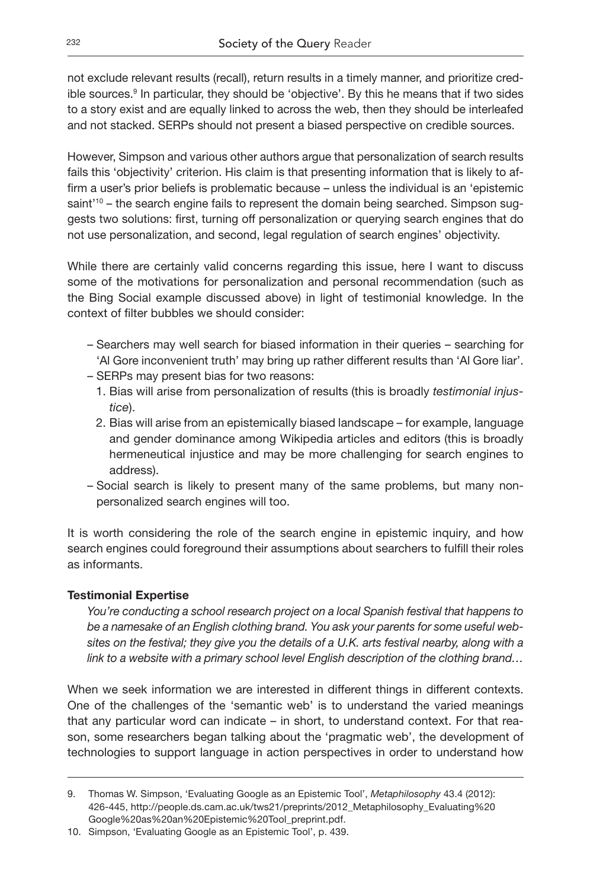not exclude relevant results (recall), return results in a timely manner, and prioritize credible sources.[9] In particular, they should be 'objective'. By this he means that if two sides to a story exist and are equally linked to across the web, then they should be interleafed and not stacked. SERPs should not present a biased perspective on credible sources.

However, Simpson and various other authors argue that personalization of search results fails this 'objectivity' criterion. His claim is that presenting information that is likely to affirm a user's prior beliefs is problematic because – unless the individual is an 'epistemic saint'[10] – the search engine fails to represent the domain being searched. Simpson suggests two solutions: first, turning off personalization or querying search engines that do not use personalization, and second, legal regulation of search engines' objectivity.

While there are certainly valid concerns regarding this issue, here I want to discuss some of the motivations for personalization and personal recommendation (such as the Bing Social example discussed above) in light of testimonial knowledge. In the context of filter bubbles we should consider:

- Searchers may well search for biased information in their queries – searching for 'Al Gore inconvenient truth' may bring up rather different results than 'Al Gore liar'.
- SERPs may present bias for two reasons:
  1. Bias will arise from personalization of results (this is broadly *testimonial injustice*).
  2. Bias will arise from an epistemically biased landscape – for example, language and gender dominance among Wikipedia articles and editors (this is broadly hermeneutical injustice and may be more challenging for search engines to address).
- Social search is likely to present many of the same problems, but many non-personalized search engines will too.

It is worth considering the role of the search engine in epistemic inquiry, and how search engines could foreground their assumptions about searchers to fulfill their roles as informants.

### Testimonial Expertise

*You're conducting a school research project on a local Spanish festival that happens to be a namesake of an English clothing brand. You ask your parents for some useful websites on the festival; they give you the details of a U.K. arts festival nearby, along with a link to a website with a primary school level English description of the clothing brand…*

When we seek information we are interested in different things in different contexts. One of the challenges of the 'semantic web' is to understand the varied meanings that any particular word can indicate – in short, to understand context. For that reason, some researchers began talking about the 'pragmatic web', the development of technologies to support language in action perspectives in order to understand how

9. Thomas W. Simpson, 'Evaluating Google as an Epistemic Tool', *Metaphilosophy* 43.4 (2012): 426-445, http://people.ds.cam.ac.uk/tws21/preprints/2012_Metaphilosophy_Evaluating%20Google%20as%20an%20Epistemic%20Tool_preprint.pdf.

10. Simpson, 'Evaluating Google as an Epistemic Tool', p. 439.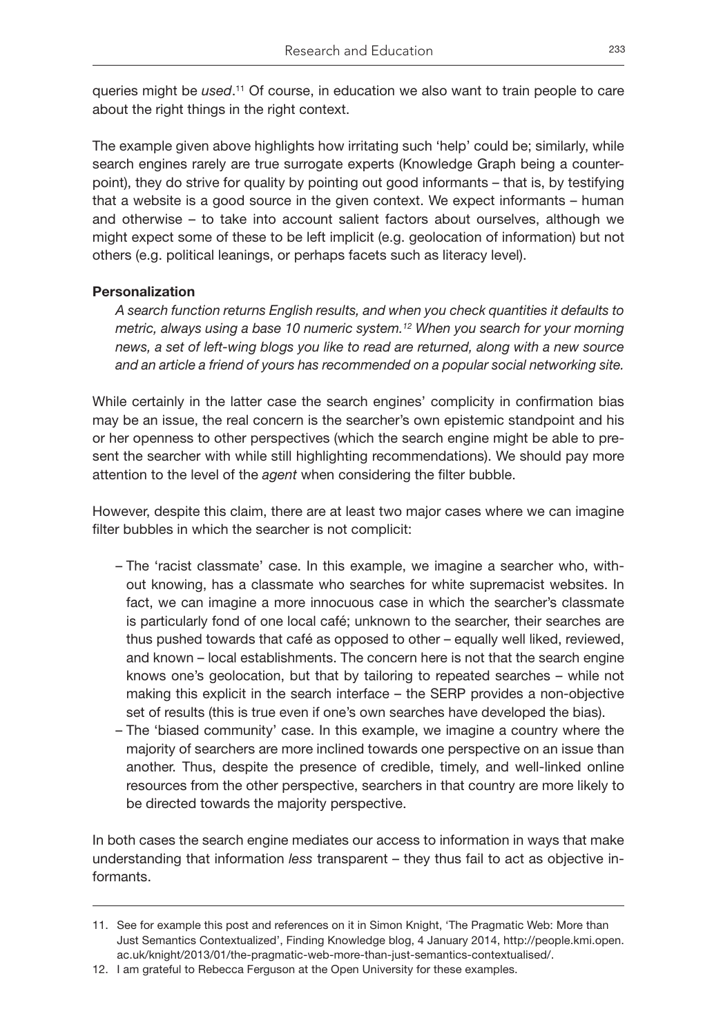queries might be *used*.[11] Of course, in education we also want to train people to care about the right things in the right context.

The example given above highlights how irritating such 'help' could be; similarly, while search engines rarely are true surrogate experts (Knowledge Graph being a counterpoint), they do strive for quality by pointing out good informants – that is, by testifying that a website is a good source in the given context. We expect informants – human and otherwise – to take into account salient factors about ourselves, although we might expect some of these to be left implicit (e.g. geolocation of information) but not others (e.g. political leanings, or perhaps facets such as literacy level).

**Personalization**

> *A search function returns English results, and when you check quantities it defaults to metric, always using a base 10 numeric system.[12] When you search for your morning news, a set of left-wing blogs you like to read are returned, along with a new source and an article a friend of yours has recommended on a popular social networking site.*

While certainly in the latter case the search engines' complicity in confirmation bias may be an issue, the real concern is the searcher's own epistemic standpoint and his or her openness to other perspectives (which the search engine might be able to present the searcher with while still highlighting recommendations). We should pay more attention to the level of the *agent* when considering the filter bubble.

However, despite this claim, there are at least two major cases where we can imagine filter bubbles in which the searcher is not complicit:

- The 'racist classmate' case. In this example, we imagine a searcher who, without knowing, has a classmate who searches for white supremacist websites. In fact, we can imagine a more innocuous case in which the searcher's classmate is particularly fond of one local café; unknown to the searcher, their searches are thus pushed towards that café as opposed to other – equally well liked, reviewed, and known – local establishments. The concern here is not that the search engine knows one's geolocation, but that by tailoring to repeated searches – while not making this explicit in the search interface – the SERP provides a non-objective set of results (this is true even if one's own searches have developed the bias).
- The 'biased community' case. In this example, we imagine a country where the majority of searchers are more inclined towards one perspective on an issue than another. Thus, despite the presence of credible, timely, and well-linked online resources from the other perspective, searchers in that country are more likely to be directed towards the majority perspective.

In both cases the search engine mediates our access to information in ways that make understanding that information *less* transparent – they thus fail to act as objective informants.

---

11. See for example this post and references on it in Simon Knight, 'The Pragmatic Web: More than Just Semantics Contextualized', Finding Knowledge blog, 4 January 2014, http://people.kmi.open.ac.uk/knight/2013/01/the-pragmatic-web-more-than-just-semantics-contextualised/.
12. I am grateful to Rebecca Ferguson at the Open University for these examples.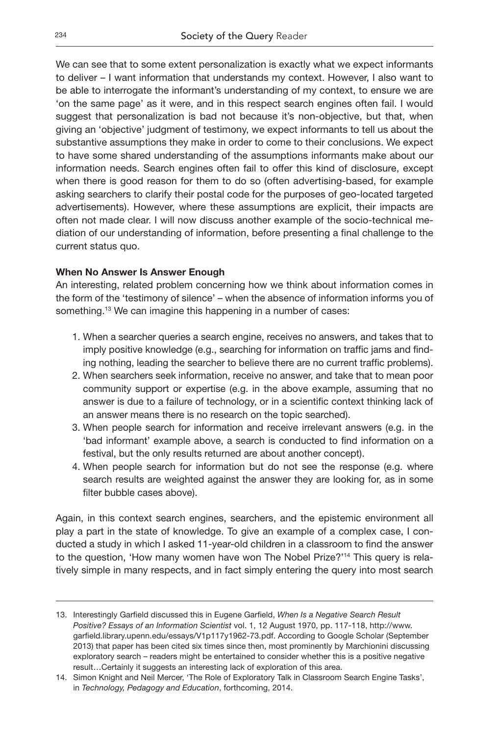We can see that to some extent personalization is exactly what we expect informants to deliver – I want information that understands my context. However, I also want to be able to interrogate the informant's understanding of my context, to ensure we are 'on the same page' as it were, and in this respect search engines often fail. I would suggest that personalization is bad not because it's non-objective, but that, when giving an 'objective' judgment of testimony, we expect informants to tell us about the substantive assumptions they make in order to come to their conclusions. We expect to have some shared understanding of the assumptions informants make about our information needs. Search engines often fail to offer this kind of disclosure, except when there is good reason for them to do so (often advertising-based, for example asking searchers to clarify their postal code for the purposes of geo-located targeted advertisements). However, where these assumptions are explicit, their impacts are often not made clear. I will now discuss another example of the socio-technical mediation of our understanding of information, before presenting a final challenge to the current status quo.

### When No Answer Is Answer Enough

An interesting, related problem concerning how we think about information comes in the form of the 'testimony of silence' – when the absence of information informs you of something.[13] We can imagine this happening in a number of cases:

1. When a searcher queries a search engine, receives no answers, and takes that to imply positive knowledge (e.g., searching for information on traffic jams and finding nothing, leading the searcher to believe there are no current traffic problems).
2. When searchers seek information, receive no answer, and take that to mean poor community support or expertise (e.g. in the above example, assuming that no answer is due to a failure of technology, or in a scientific context thinking lack of an answer means there is no research on the topic searched).
3. When people search for information and receive irrelevant answers (e.g. in the 'bad informant' example above, a search is conducted to find information on a festival, but the only results returned are about another concept).
4. When people search for information but do not see the response (e.g. where search results are weighted against the answer they are looking for, as in some filter bubble cases above).

Again, in this context search engines, searchers, and the epistemic environment all play a part in the state of knowledge. To give an example of a complex case, I conducted a study in which I asked 11-year-old children in a classroom to find the answer to the question, 'How many women have won The Nobel Prize?'[14] This query is relatively simple in many respects, and in fact simply entering the query into most search

---

13. Interestingly Garfield discussed this in Eugene Garfield, *When Is a Negative Search Result Positive? Essays of an Information Scientist* vol. 1, 12 August 1970, pp. 117-118, http://www.garfield.library.upenn.edu/essays/V1p117y1962-73.pdf. According to Google Scholar (September 2013) that paper has been cited six times since then, most prominently by Marchionini discussing exploratory search – readers might be entertained to consider whether this is a positive negative result…Certainly it suggests an interesting lack of exploration of this area.
14. Simon Knight and Neil Mercer, 'The Role of Exploratory Talk in Classroom Search Engine Tasks', in *Technology, Pedagogy and Education*, forthcoming, 2014.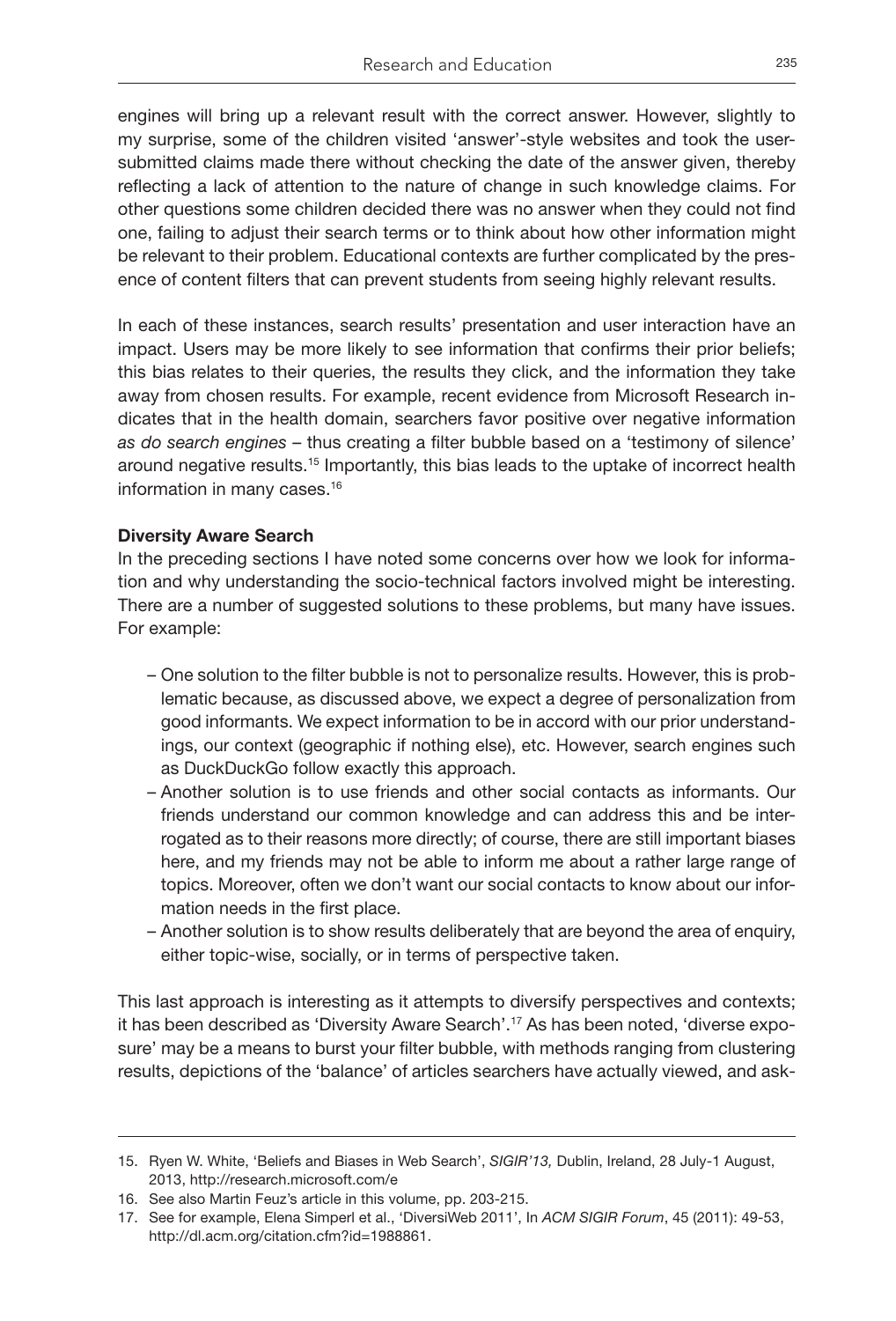engines will bring up a relevant result with the correct answer. However, slightly to my surprise, some of the children visited 'answer'-style websites and took the user-submitted claims made there without checking the date of the answer given, thereby reflecting a lack of attention to the nature of change in such knowledge claims. For other questions some children decided there was no answer when they could not find one, failing to adjust their search terms or to think about how other information might be relevant to their problem. Educational contexts are further complicated by the presence of content filters that can prevent students from seeing highly relevant results.

In each of these instances, search results' presentation and user interaction have an impact. Users may be more likely to see information that confirms their prior beliefs; this bias relates to their queries, the results they click, and the information they take away from chosen results. For example, recent evidence from Microsoft Research indicates that in the health domain, searchers favor positive over negative information *as do search engines* – thus creating a filter bubble based on a 'testimony of silence' around negative results.[15] Importantly, this bias leads to the uptake of incorrect health information in many cases.[16]

**Diversity Aware Search**

In the preceding sections I have noted some concerns over how we look for information and why understanding the socio-technical factors involved might be interesting. There are a number of suggested solutions to these problems, but many have issues. For example:

- One solution to the filter bubble is not to personalize results. However, this is problematic because, as discussed above, we expect a degree of personalization from good informants. We expect information to be in accord with our prior understandings, our context (geographic if nothing else), etc. However, search engines such as DuckDuckGo follow exactly this approach.
- Another solution is to use friends and other social contacts as informants. Our friends understand our common knowledge and can address this and be interrogated as to their reasons more directly; of course, there are still important biases here, and my friends may not be able to inform me about a rather large range of topics. Moreover, often we don't want our social contacts to know about our information needs in the first place.
- Another solution is to show results deliberately that are beyond the area of enquiry, either topic-wise, socially, or in terms of perspective taken.

This last approach is interesting as it attempts to diversify perspectives and contexts; it has been described as 'Diversity Aware Search'.[17] As has been noted, 'diverse exposure' may be a means to burst your filter bubble, with methods ranging from clustering results, depictions of the 'balance' of articles searchers have actually viewed, and ask-

---

15. Ryen W. White, 'Beliefs and Biases in Web Search', *SIGIR'13,* Dublin, Ireland, 28 July-1 August, 2013, http://research.microsoft.com/e
16. See also Martin Feuz's article in this volume, pp. 203-215.
17. See for example, Elena Simperl et al., 'DiversiWeb 2011', In *ACM SIGIR Forum*, 45 (2011): 49-53, http://dl.acm.org/citation.cfm?id=1988861.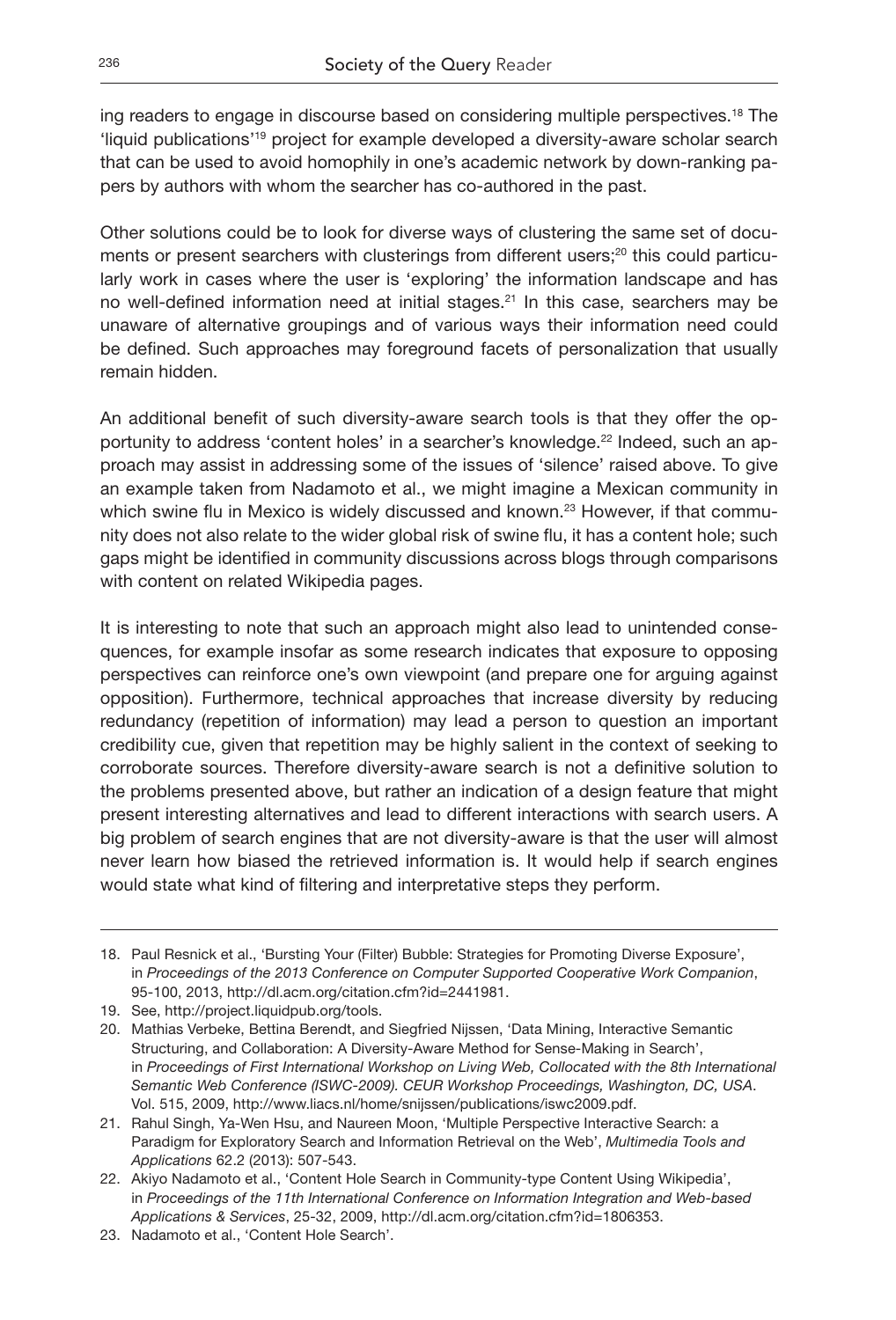ing readers to engage in discourse based on considering multiple perspectives.[18] The 'liquid publications'[19] project for example developed a diversity-aware scholar search that can be used to avoid homophily in one's academic network by down-ranking papers by authors with whom the searcher has co-authored in the past.

Other solutions could be to look for diverse ways of clustering the same set of documents or present searchers with clusterings from different users;[20] this could particularly work in cases where the user is 'exploring' the information landscape and has no well-defined information need at initial stages.[21] In this case, searchers may be unaware of alternative groupings and of various ways their information need could be defined. Such approaches may foreground facets of personalization that usually remain hidden.

An additional benefit of such diversity-aware search tools is that they offer the opportunity to address 'content holes' in a searcher's knowledge.[22] Indeed, such an approach may assist in addressing some of the issues of 'silence' raised above. To give an example taken from Nadamoto et al., we might imagine a Mexican community in which swine flu in Mexico is widely discussed and known.[23] However, if that community does not also relate to the wider global risk of swine flu, it has a content hole; such gaps might be identified in community discussions across blogs through comparisons with content on related Wikipedia pages.

It is interesting to note that such an approach might also lead to unintended consequences, for example insofar as some research indicates that exposure to opposing perspectives can reinforce one's own viewpoint (and prepare one for arguing against opposition). Furthermore, technical approaches that increase diversity by reducing redundancy (repetition of information) may lead a person to question an important credibility cue, given that repetition may be highly salient in the context of seeking to corroborate sources. Therefore diversity-aware search is not a definitive solution to the problems presented above, but rather an indication of a design feature that might present interesting alternatives and lead to different interactions with search users. A big problem of search engines that are not diversity-aware is that the user will almost never learn how biased the retrieved information is. It would help if search engines would state what kind of filtering and interpretative steps they perform.

---

18. Paul Resnick et al., 'Bursting Your (Filter) Bubble: Strategies for Promoting Diverse Exposure', in *Proceedings of the 2013 Conference on Computer Supported Cooperative Work Companion*, 95-100, 2013, http://dl.acm.org/citation.cfm?id=2441981.
19. See, http://project.liquidpub.org/tools.
20. Mathias Verbeke, Bettina Berendt, and Siegfried Nijssen, 'Data Mining, Interactive Semantic Structuring, and Collaboration: A Diversity-Aware Method for Sense-Making in Search', in *Proceedings of First International Workshop on Living Web, Collocated with the 8th International Semantic Web Conference (ISWC-2009). CEUR Workshop Proceedings, Washington, DC, USA*. Vol. 515, 2009, http://www.liacs.nl/home/snijssen/publications/iswc2009.pdf.
21. Rahul Singh, Ya-Wen Hsu, and Naureen Moon, 'Multiple Perspective Interactive Search: a Paradigm for Exploratory Search and Information Retrieval on the Web', *Multimedia Tools and Applications* 62.2 (2013): 507-543.
22. Akiyo Nadamoto et al., 'Content Hole Search in Community-type Content Using Wikipedia', in *Proceedings of the 11th International Conference on Information Integration and Web-based Applications & Services*, 25-32, 2009, http://dl.acm.org/citation.cfm?id=1806353.
23. Nadamoto et al., 'Content Hole Search'.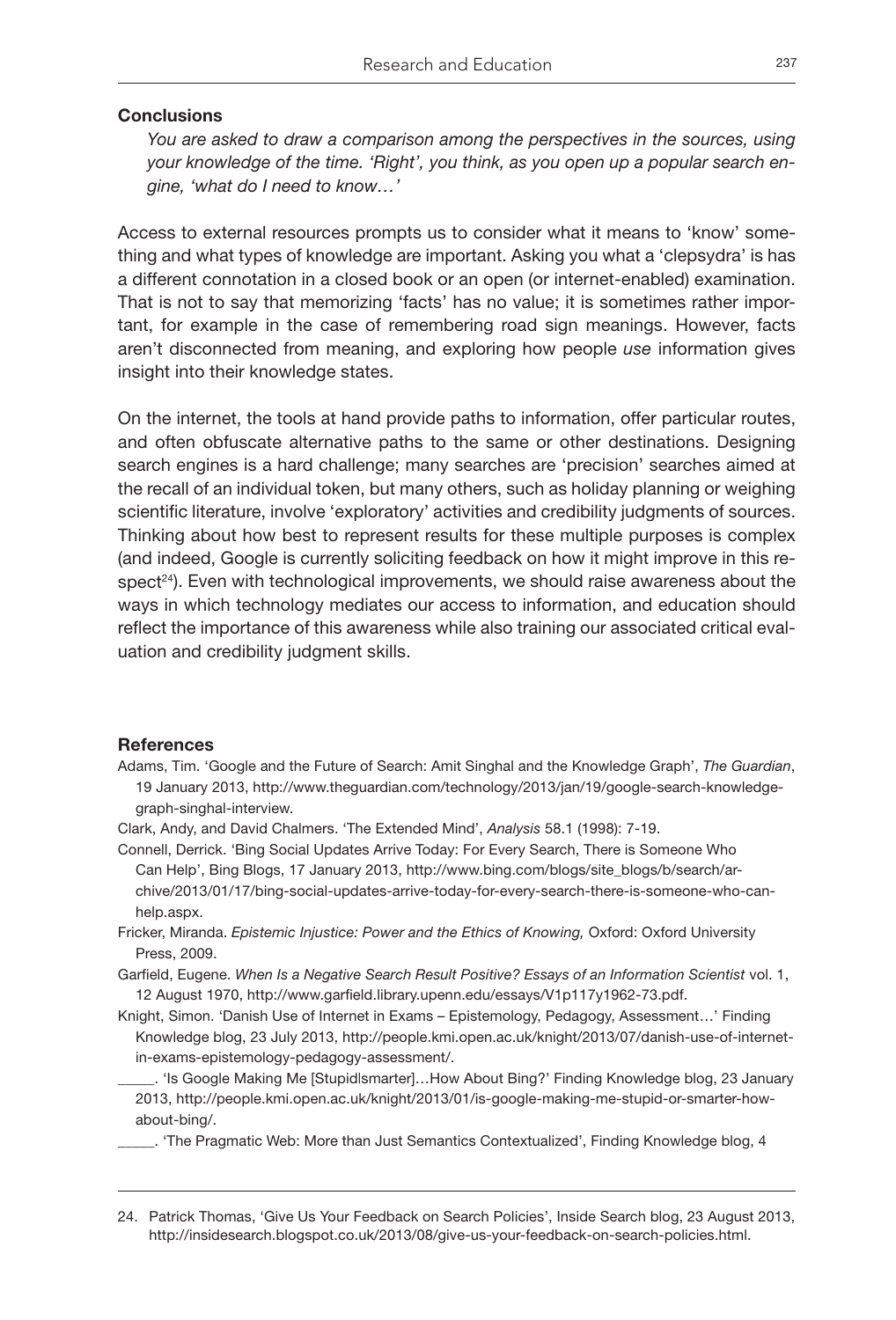### Conclusions

*You are asked to draw a comparison among the perspectives in the sources, using your knowledge of the time. 'Right', you think, as you open up a popular search engine, 'what do I need to know…'*

Access to external resources prompts us to consider what it means to 'know' something and what types of knowledge are important. Asking you what a 'clepsydra' is has a different connotation in a closed book or an open (or internet-enabled) examination. That is not to say that memorizing 'facts' has no value; it is sometimes rather important, for example in the case of remembering road sign meanings. However, facts aren't disconnected from meaning, and exploring how people *use* information gives insight into their knowledge states.

On the internet, the tools at hand provide paths to information, offer particular routes, and often obfuscate alternative paths to the same or other destinations. Designing search engines is a hard challenge; many searches are 'precision' searches aimed at the recall of an individual token, but many others, such as holiday planning or weighing scientific literature, involve 'exploratory' activities and credibility judgments of sources. Thinking about how best to represent results for these multiple purposes is complex (and indeed, Google is currently soliciting feedback on how it might improve in this respect[24]). Even with technological improvements, we should raise awareness about the ways in which technology mediates our access to information, and education should reflect the importance of this awareness while also training our associated critical evaluation and credibility judgment skills.

### References

Adams, Tim. 'Google and the Future of Search: Amit Singhal and the Knowledge Graph', *The Guardian*, 19 January 2013, http://www.theguardian.com/technology/2013/jan/19/google-search-knowledge-graph-singhal-interview.

Clark, Andy, and David Chalmers. 'The Extended Mind', *Analysis* 58.1 (1998): 7-19.

Connell, Derrick. 'Bing Social Updates Arrive Today: For Every Search, There is Someone Who Can Help', Bing Blogs, 17 January 2013, http://www.bing.com/blogs/site_blogs/b/search/archive/2013/01/17/bing-social-updates-arrive-today-for-every-search-there-is-someone-who-can-help.aspx.

Fricker, Miranda. *Epistemic Injustice: Power and the Ethics of Knowing,* Oxford: Oxford University Press, 2009.

Garfield, Eugene. *When Is a Negative Search Result Positive? Essays of an Information Scientist* vol. 1, 12 August 1970, http://www.garfield.library.upenn.edu/essays/V1p117y1962-73.pdf.

Knight, Simon. 'Danish Use of Internet in Exams – Epistemology, Pedagogy, Assessment…' Finding Knowledge blog, 23 July 2013, http://people.kmi.open.ac.uk/knight/2013/07/danish-use-of-internet-in-exams-epistemology-pedagogy-assessment/.

_____. 'Is Google Making Me [Stupid|smarter]…How About Bing?' Finding Knowledge blog, 23 January 2013, http://people.kmi.open.ac.uk/knight/2013/01/is-google-making-me-stupid-or-smarter-how-about-bing/.

_____. 'The Pragmatic Web: More than Just Semantics Contextualized', Finding Knowledge blog, 4

24. Patrick Thomas, 'Give Us Your Feedback on Search Policies', Inside Search blog, 23 August 2013, http://insidesearch.blogspot.co.uk/2013/08/give-us-your-feedback-on-search-policies.html.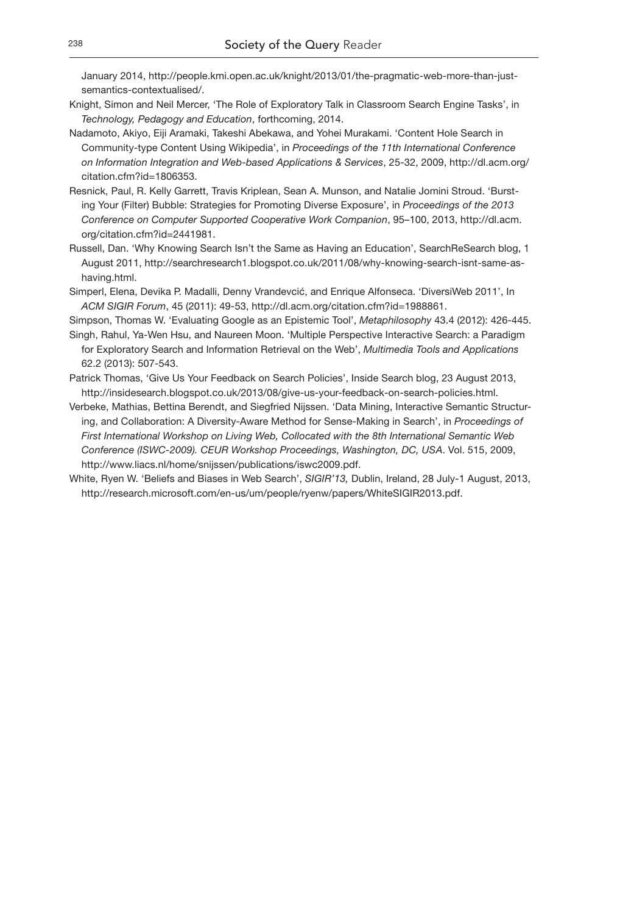January 2014, http://people.kmi.open.ac.uk/knight/2013/01/the-pragmatic-web-more-than-just-semantics-contextualised/.

Knight, Simon and Neil Mercer, 'The Role of Exploratory Talk in Classroom Search Engine Tasks', in *Technology, Pedagogy and Education*, forthcoming, 2014.

Nadamoto, Akiyo, Eiji Aramaki, Takeshi Abekawa, and Yohei Murakami. 'Content Hole Search in Community-type Content Using Wikipedia', in *Proceedings of the 11th International Conference on Information Integration and Web-based Applications & Services*, 25-32, 2009, http://dl.acm.org/citation.cfm?id=1806353.

Resnick, Paul, R. Kelly Garrett, Travis Kriplean, Sean A. Munson, and Natalie Jomini Stroud. 'Bursting Your (Filter) Bubble: Strategies for Promoting Diverse Exposure', in *Proceedings of the 2013 Conference on Computer Supported Cooperative Work Companion*, 95–100, 2013, http://dl.acm.org/citation.cfm?id=2441981.

Russell, Dan. 'Why Knowing Search Isn't the Same as Having an Education', SearchReSearch blog, 1 August 2011, http://searchresearch1.blogspot.co.uk/2011/08/why-knowing-search-isnt-same-as-having.html.

Simperl, Elena, Devika P. Madalli, Denny Vrandevcić, and Enrique Alfonseca. 'DiversiWeb 2011', In *ACM SIGIR Forum*, 45 (2011): 49-53, http://dl.acm.org/citation.cfm?id=1988861.

Simpson, Thomas W. 'Evaluating Google as an Epistemic Tool', *Metaphilosophy* 43.4 (2012): 426-445.

Singh, Rahul, Ya-Wen Hsu, and Naureen Moon. 'Multiple Perspective Interactive Search: a Paradigm for Exploratory Search and Information Retrieval on the Web', *Multimedia Tools and Applications* 62.2 (2013): 507-543.

Patrick Thomas, 'Give Us Your Feedback on Search Policies', Inside Search blog, 23 August 2013, http://insidesearch.blogspot.co.uk/2013/08/give-us-your-feedback-on-search-policies.html.

Verbeke, Mathias, Bettina Berendt, and Siegfried Nijssen. 'Data Mining, Interactive Semantic Structuring, and Collaboration: A Diversity-Aware Method for Sense-Making in Search', in *Proceedings of First International Workshop on Living Web, Collocated with the 8th International Semantic Web Conference (ISWC-2009). CEUR Workshop Proceedings, Washington, DC, USA*. Vol. 515, 2009, http://www.liacs.nl/home/snijssen/publications/iswc2009.pdf.

White, Ryen W. 'Beliefs and Biases in Web Search', *SIGIR'13,* Dublin, Ireland, 28 July-1 August, 2013, http://research.microsoft.com/en-us/um/people/ryenw/papers/WhiteSIGIR2013.pdf.